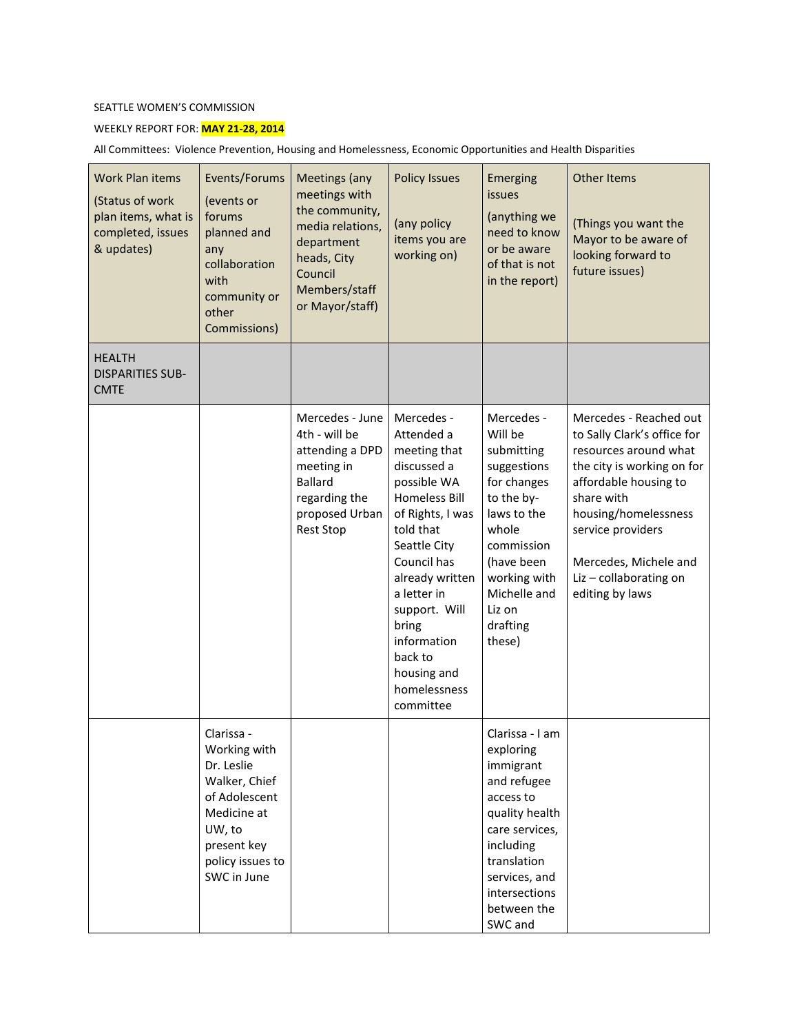SEATTLE WOMEN'S COMMISSION

WEEKLY REPORT FOR: **MAY 21-28, 2014**

All Committees: Violence Prevention, Housing and Homelessness, Economic Opportunities and Health Disparities

| Work Plan items (Status of work plan items, what is completed, issues & updates) | Events/Forums (events or forums planned and any collaboration with community or other Commissions) | Meetings (any meetings with the community, media relations, department heads, City Council Members/staff or Mayor/staff) | Policy Issues (any policy items you are working on) | Emerging issues (anything we need to know or be aware of that is not in the report) | Other Items (Things you want the Mayor to be aware of looking forward to future issues) |
|---|---|---|---|---|---|
| HEALTH DISPARITIES SUB-CMTE | | | | | |
| | | Mercedes - June 4th - will be attending a DPD meeting in Ballard regarding the proposed Urban Rest Stop | Mercedes - Attended a meeting that discussed a possible WA Homeless Bill of Rights, I was told that Seattle City Council has already written a letter in support. Will bring information back to housing and homelessness committee | Mercedes - Will be submitting suggestions for changes to the by-laws to the whole commission (have been working with Michelle and Liz on drafting these) | Mercedes - Reached out to Sally Clark's office for resources around what the city is working on for affordable housing to share with housing/homelessness service providers<br><br>Mercedes, Michele and Liz – collaborating on editing by laws |
| | Clarissa - Working with Dr. Leslie Walker, Chief of Adolescent Medicine at UW, to present key policy issues to SWC in June | | | Clarissa - I am exploring immigrant and refugee access to quality health care services, including translation services, and intersections between the SWC and | |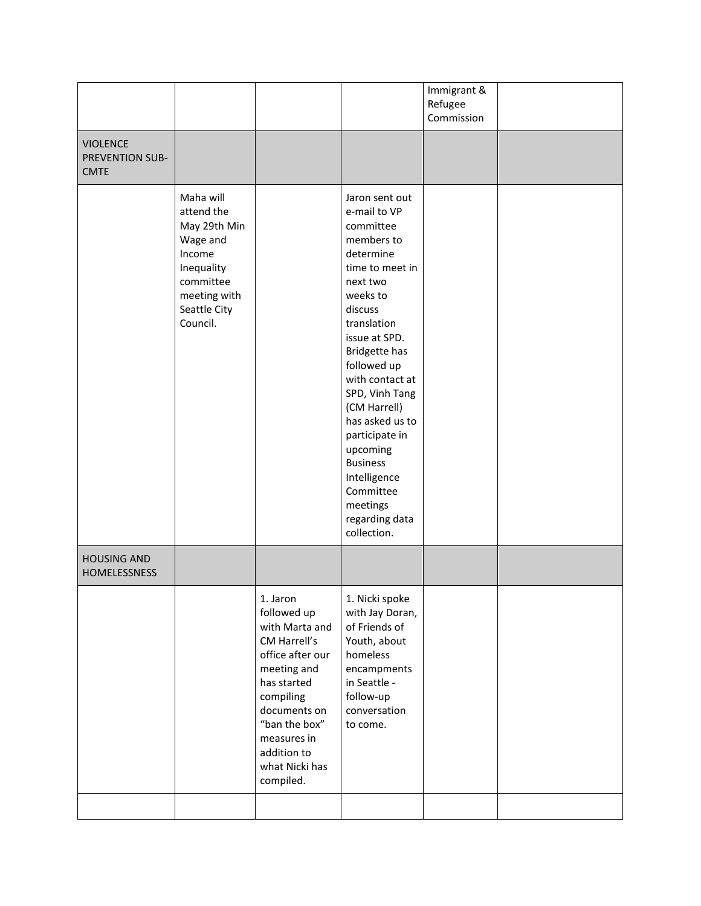| | | | | Immigrant & Refugee Commission | |
|---|---|---|---|---|---|
| VIOLENCE PREVENTION SUB-CMTE | | | | | |
| | Maha will attend the May 29th Min Wage and Income Inequality committee meeting with Seattle City Council. | | Jaron sent out e-mail to VP committee members to determine time to meet in next two weeks to discuss translation issue at SPD. Bridgette has followed up with contact at SPD, Vinh Tang (CM Harrell) has asked us to participate in upcoming Business Intelligence Committee meetings regarding data collection. | | |
| HOUSING AND HOMELESSNESS | | | | | |
| | | 1. Jaron followed up with Marta and CM Harrell's office after our meeting and has started compiling documents on "ban the box" measures in addition to what Nicki has compiled. | 1. Nicki spoke with Jay Doran, of Friends of Youth, about homeless encampments in Seattle - follow-up conversation to come. | | |
| | | | | | |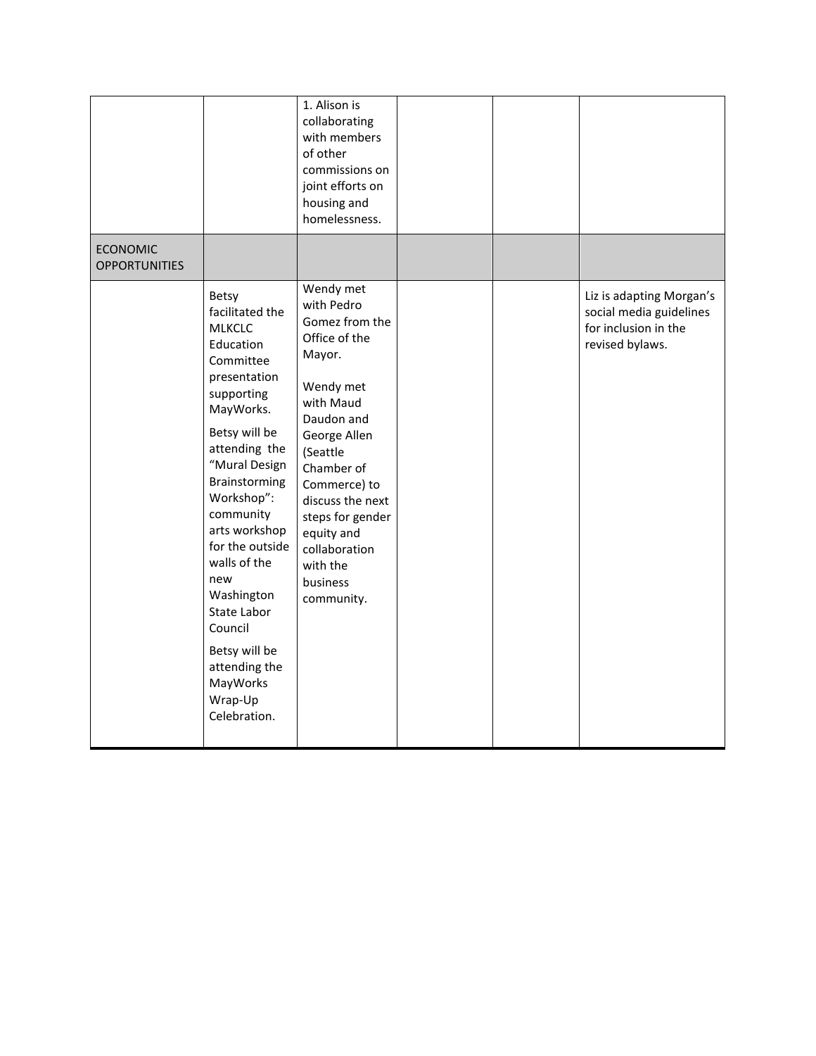| | | | | | |
|---|---|---|---|---|---|
| | | 1. Alison is collaborating with members of other commissions on joint efforts on housing and homelessness. | | | |
| ECONOMIC OPPORTUNITIES | | | | | |
| | Betsy facilitated the MLKCLC Education Committee presentation supporting MayWorks.<br><br>Betsy will be attending the "Mural Design Brainstorming Workshop": community arts workshop for the outside walls of the new Washington State Labor Council<br><br>Betsy will be attending the MayWorks Wrap-Up Celebration. | Wendy met with Pedro Gomez from the Office of the Mayor.<br><br>Wendy met with Maud Daudon and George Allen (Seattle Chamber of Commerce) to discuss the next steps for gender equity and collaboration with the business community. | | | Liz is adapting Morgan's social media guidelines for inclusion in the revised bylaws. |